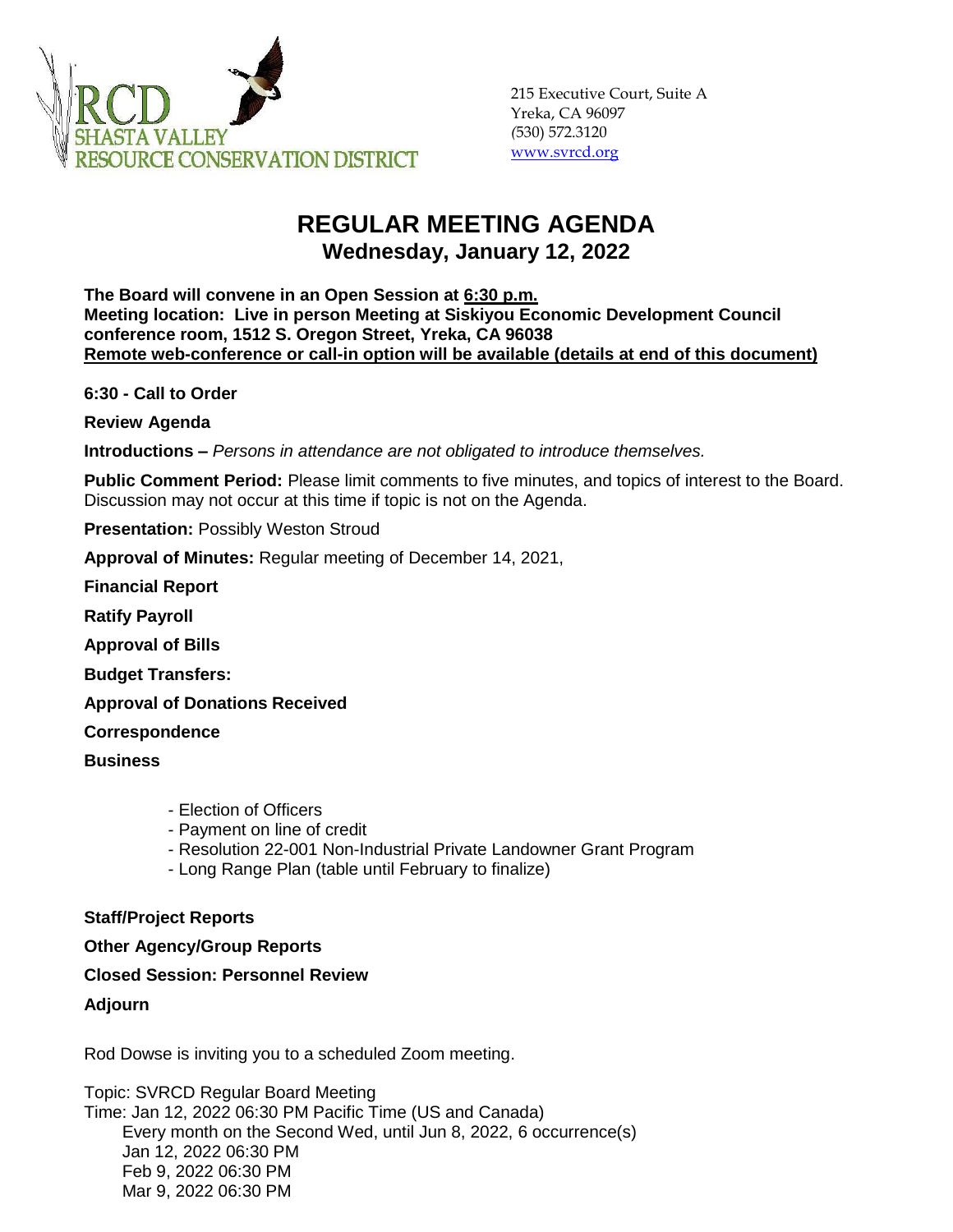RCD
SHASTA VALLEY
RESOURCE CONSERVATION DISTRICT

215 Executive Court, Suite A
Yreka, CA 96097
(530) 572.3120
www.svrcd.org

# REGULAR MEETING AGENDA
## Wednesday, January 12, 2022

**The Board will convene in an Open Session at 6:30 p.m.**
**Meeting location: Live in person Meeting at Siskiyou Economic Development Council conference room, 1512 S. Oregon Street, Yreka, CA 96038**
**Remote web-conference or call-in option will be available (details at end of this document)**

**6:30 - Call to Order**

**Review Agenda**

**Introductions –** *Persons in attendance are not obligated to introduce themselves.*

**Public Comment Period:** Please limit comments to five minutes, and topics of interest to the Board. Discussion may not occur at this time if topic is not on the Agenda.

**Presentation:** Possibly Weston Stroud

**Approval of Minutes:** Regular meeting of December 14, 2021,

**Financial Report**

**Ratify Payroll**

**Approval of Bills**

**Budget Transfers:**

**Approval of Donations Received**

**Correspondence**

**Business**

- Election of Officers
- Payment on line of credit
- Resolution 22-001 Non-Industrial Private Landowner Grant Program
- Long Range Plan (table until February to finalize)

**Staff/Project Reports**

**Other Agency/Group Reports**

**Closed Session: Personnel Review**

**Adjourn**

Rod Dowse is inviting you to a scheduled Zoom meeting.

Topic: SVRCD Regular Board Meeting
Time: Jan 12, 2022 06:30 PM Pacific Time (US and Canada)
Every month on the Second Wed, until Jun 8, 2022, 6 occurrence(s)
Jan 12, 2022 06:30 PM
Feb 9, 2022 06:30 PM
Mar 9, 2022 06:30 PM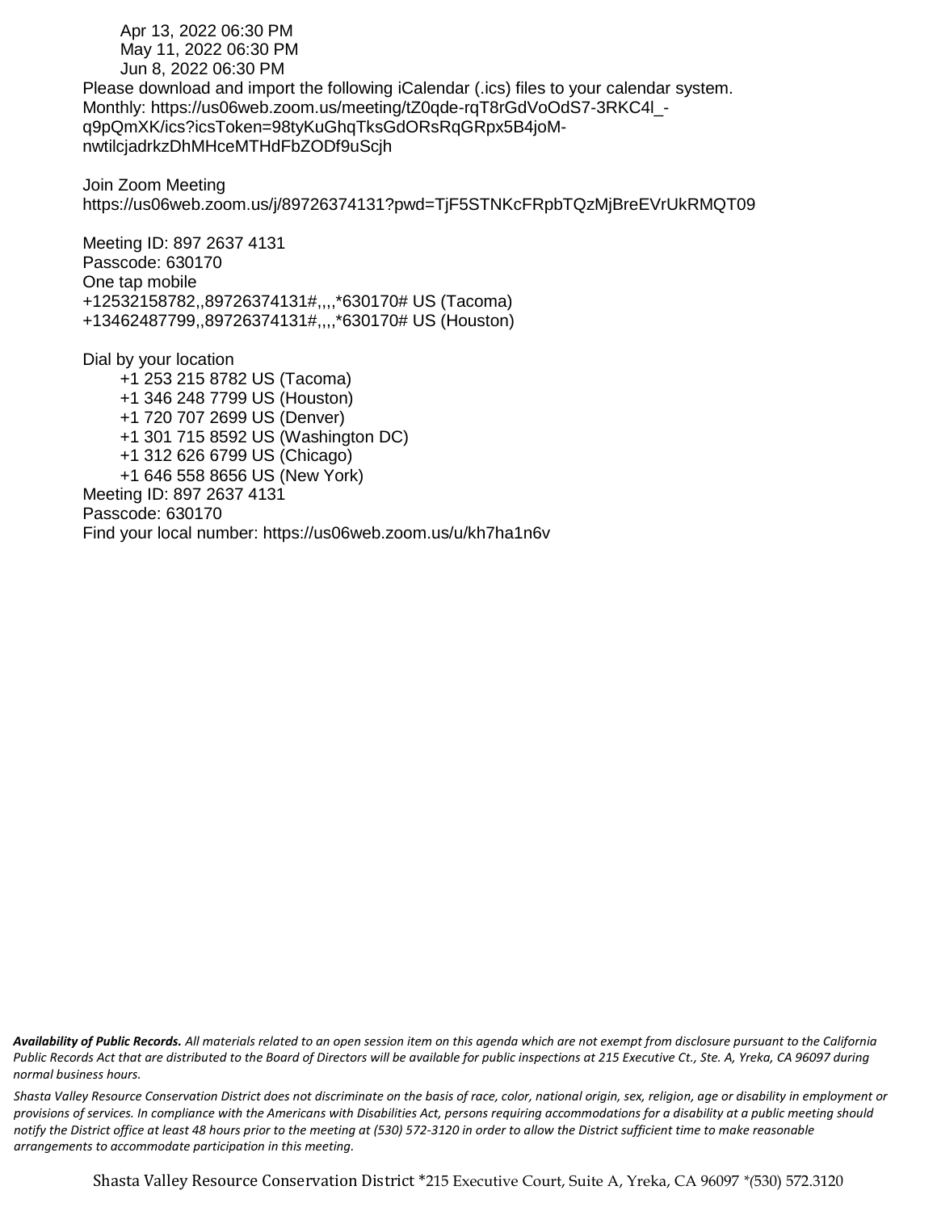Apr 13, 2022 06:30 PM
May 11, 2022 06:30 PM
Jun 8, 2022 06:30 PM

Please download and import the following iCalendar (.ics) files to your calendar system.
Monthly: https://us06web.zoom.us/meeting/tZ0qde-rqT8rGdVoOdS7-3RKC4l_-q9pQmXK/ics?icsToken=98tyKuGhqTksGdORsRqGRpx5B4joM-nwtilcjadrkzDhMHceMTHdFbZODf9uScjh

Join Zoom Meeting
https://us06web.zoom.us/j/89726374131?pwd=TjF5STNKcFRpbTQzMjBreEVrUkRMQT09

Meeting ID: 897 2637 4131
Passcode: 630170
One tap mobile
+12532158782,,89726374131#,,,,*630170# US (Tacoma)
+13462487799,,89726374131#,,,,*630170# US (Houston)

Dial by your location
+1 253 215 8782 US (Tacoma)
+1 346 248 7799 US (Houston)
+1 720 707 2699 US (Denver)
+1 301 715 8592 US (Washington DC)
+1 312 626 6799 US (Chicago)
+1 646 558 8656 US (New York)

Meeting ID: 897 2637 4131
Passcode: 630170
Find your local number: https://us06web.zoom.us/u/kh7ha1n6v

***Availability of Public Records.*** *All materials related to an open session item on this agenda which are not exempt from disclosure pursuant to the California Public Records Act that are distributed to the Board of Directors will be available for public inspections at 215 Executive Ct., Ste. A, Yreka, CA 96097 during normal business hours.*

*Shasta Valley Resource Conservation District does not discriminate on the basis of race, color, national origin, sex, religion, age or disability in employment or provisions of services. In compliance with the Americans with Disabilities Act, persons requiring accommodations for a disability at a public meeting should notify the District office at least 48 hours prior to the meeting at (530) 572-3120 in order to allow the District sufficient time to make reasonable arrangements to accommodate participation in this meeting.*

Shasta Valley Resource Conservation District *215 Executive Court, Suite A, Yreka, CA 96097 *(530) 572.3120